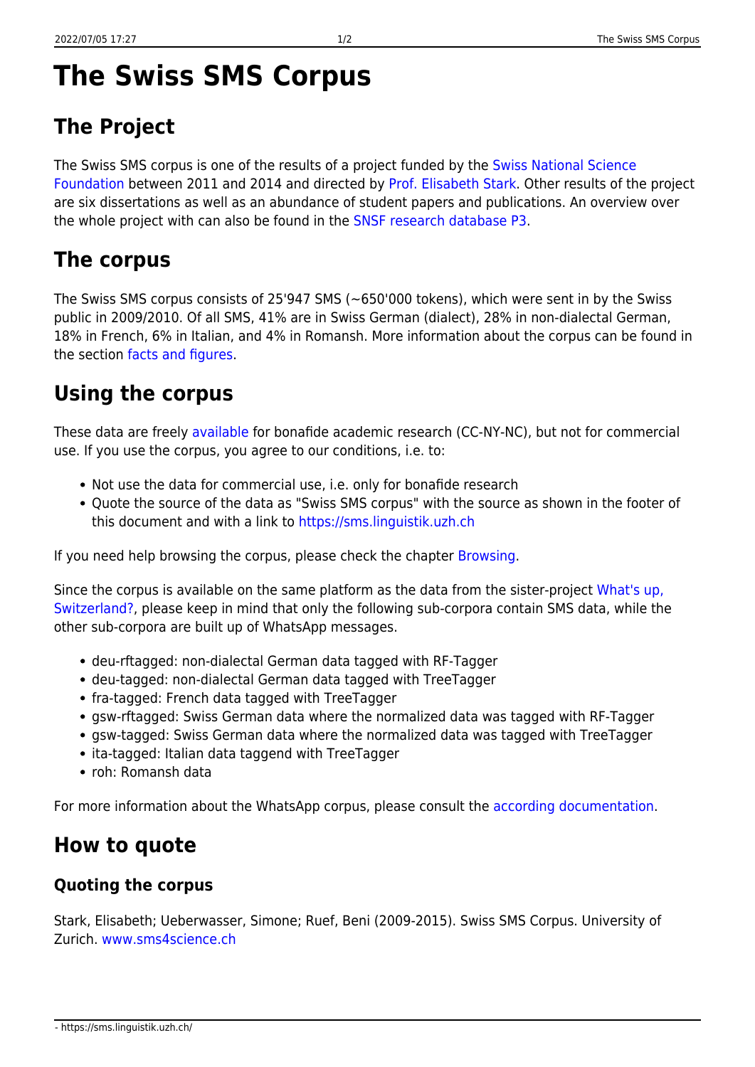# The Swiss SMS Corpus

## The Project

The Swiss SMS corpus is one of the results of a project funded by the Swiss National Science Foundation between 2011 and 2014 and directed by Prof. Elisabeth Stark. Other results of the project are six dissertations as well as an abundance of student papers and publications. An overview over the whole project with can also be found in the SNSF research database P3.

## The corpus

The Swiss SMS corpus consists of 25'947 SMS (~650'000 tokens), which were sent in by the Swiss public in 2009/2010. Of all SMS, 41% are in Swiss German (dialect), 28% in non-dialectal German, 18% in French, 6% in Italian, and 4% in Romansh. More information about the corpus can be found in the section facts and figures.

## Using the corpus

These data are freely available for bonafide academic research (CC-NY-NC), but not for commercial use. If you use the corpus, you agree to our conditions, i.e. to:

- Not use the data for commercial use, i.e. only for bonafide research
- Quote the source of the data as "Swiss SMS corpus" with the source as shown in the footer of this document and with a link to https://sms.linguistik.uzh.ch

If you need help browsing the corpus, please check the chapter Browsing.

Since the corpus is available on the same platform as the data from the sister-project What's up, Switzerland?, please keep in mind that only the following sub-corpora contain SMS data, while the other sub-corpora are built up of WhatsApp messages.

- deu-rftagged: non-dialectal German data tagged with RF-Tagger
- deu-tagged: non-dialectal German data tagged with TreeTagger
- fra-tagged: French data tagged with TreeTagger
- gsw-rftagged: Swiss German data where the normalized data was tagged with RF-Tagger
- gsw-tagged: Swiss German data where the normalized data was tagged with TreeTagger
- ita-tagged: Italian data taggend with TreeTagger
- roh: Romansh data

For more information about the WhatsApp corpus, please consult the according documentation.

## How to quote

### Quoting the corpus

Stark, Elisabeth; Ueberwasser, Simone; Ruef, Beni (2009-2015). Swiss SMS Corpus. University of Zurich. www.sms4science.ch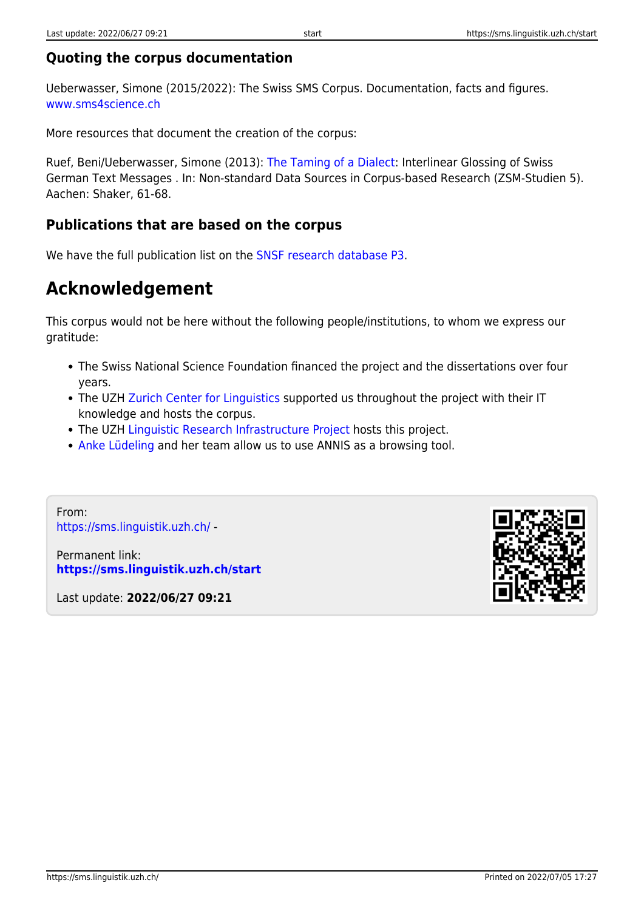### Quoting the corpus documentation

Ueberwasser, Simone (2015/2022): The Swiss SMS Corpus. Documentation, facts and figures. www.sms4science.ch

More resources that document the creation of the corpus:

Ruef, Beni/Ueberwasser, Simone (2013): The Taming of a Dialect: Interlinear Glossing of Swiss German Text Messages . In: Non-standard Data Sources in Corpus-based Research (ZSM-Studien 5). Aachen: Shaker, 61-68.

### Publications that are based on the corpus

We have the full publication list on the SNSF research database P3.

## Acknowledgement

This corpus would not be here without the following people/institutions, to whom we express our gratitude:

- The Swiss National Science Foundation financed the project and the dissertations over four years.
- The UZH Zurich Center for Linguistics supported us throughout the project with their IT knowledge and hosts the corpus.
- The UZH Linguistic Research Infrastructure Project hosts this project.
- Anke Lüdeling and her team allow us to use ANNIS as a browsing tool.

From:
https://sms.linguistik.uzh.ch/ -

Permanent link:
**https://sms.linguistik.uzh.ch/start**

Last update: **2022/06/27 09:21**